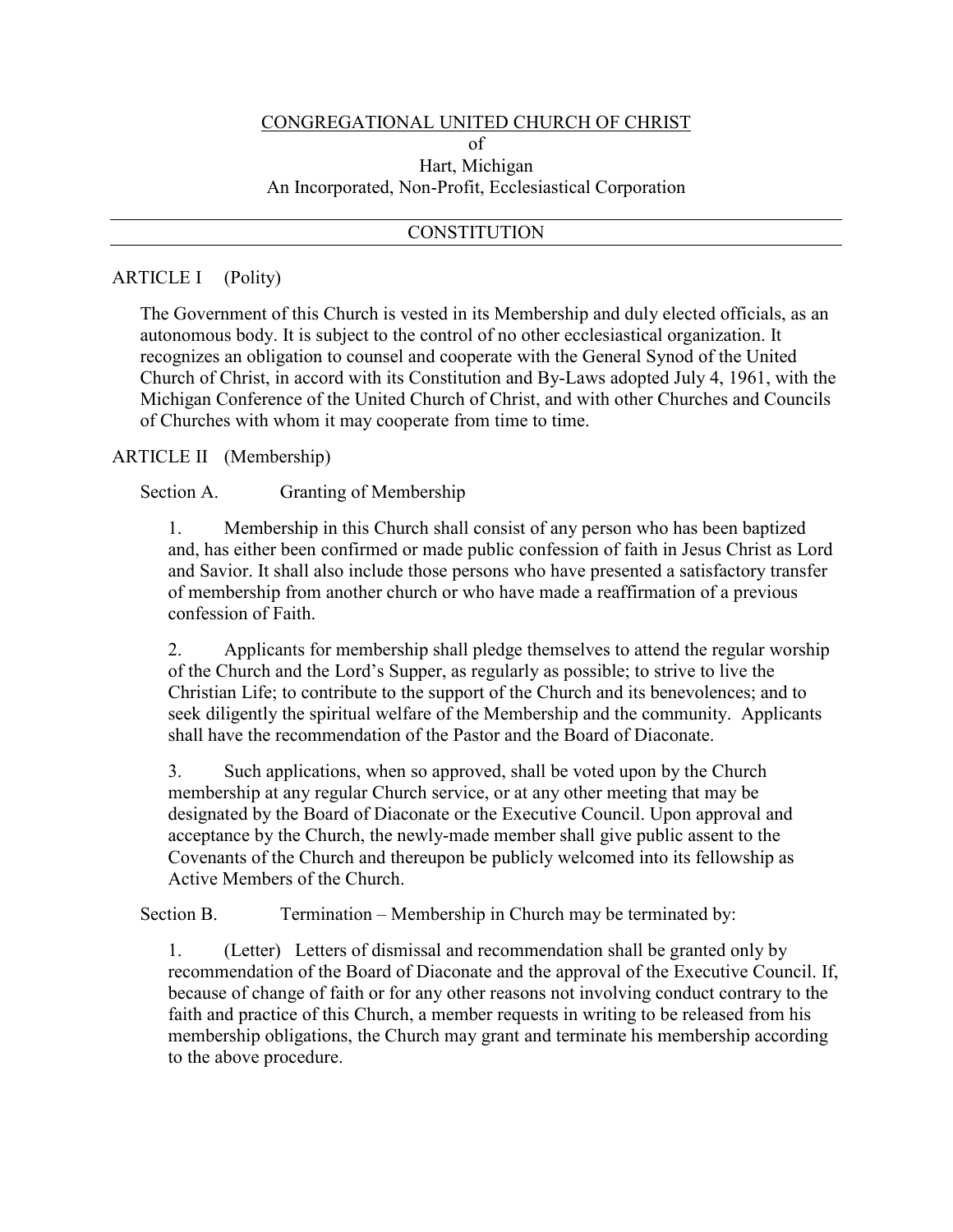# CONGREGATIONAL UNITED CHURCH OF CHRIST

of

Hart, Michigan

An Incorporated, Non-Profit, Ecclesiastical Corporation

---

## CONSTITUTION

---

### ARTICLE I (Polity)

The Government of this Church is vested in its Membership and duly elected officials, as an autonomous body. It is subject to the control of no other ecclesiastical organization. It recognizes an obligation to counsel and cooperate with the General Synod of the United Church of Christ, in accord with its Constitution and By-Laws adopted July 4, 1961, with the Michigan Conference of the United Church of Christ, and with other Churches and Councils of Churches with whom it may cooperate from time to time.

### ARTICLE II (Membership)

Section A. Granting of Membership

1. Membership in this Church shall consist of any person who has been baptized and, has either been confirmed or made public confession of faith in Jesus Christ as Lord and Savior. It shall also include those persons who have presented a satisfactory transfer of membership from another church or who have made a reaffirmation of a previous confession of Faith.

2. Applicants for membership shall pledge themselves to attend the regular worship of the Church and the Lord's Supper, as regularly as possible; to strive to live the Christian Life; to contribute to the support of the Church and its benevolences; and to seek diligently the spiritual welfare of the Membership and the community. Applicants shall have the recommendation of the Pastor and the Board of Diaconate.

3. Such applications, when so approved, shall be voted upon by the Church membership at any regular Church service, or at any other meeting that may be designated by the Board of Diaconate or the Executive Council. Upon approval and acceptance by the Church, the newly-made member shall give public assent to the Covenants of the Church and thereupon be publicly welcomed into its fellowship as Active Members of the Church.

Section B. Termination – Membership in Church may be terminated by:

1. (Letter) Letters of dismissal and recommendation shall be granted only by recommendation of the Board of Diaconate and the approval of the Executive Council. If, because of change of faith or for any other reasons not involving conduct contrary to the faith and practice of this Church, a member requests in writing to be released from his membership obligations, the Church may grant and terminate his membership according to the above procedure.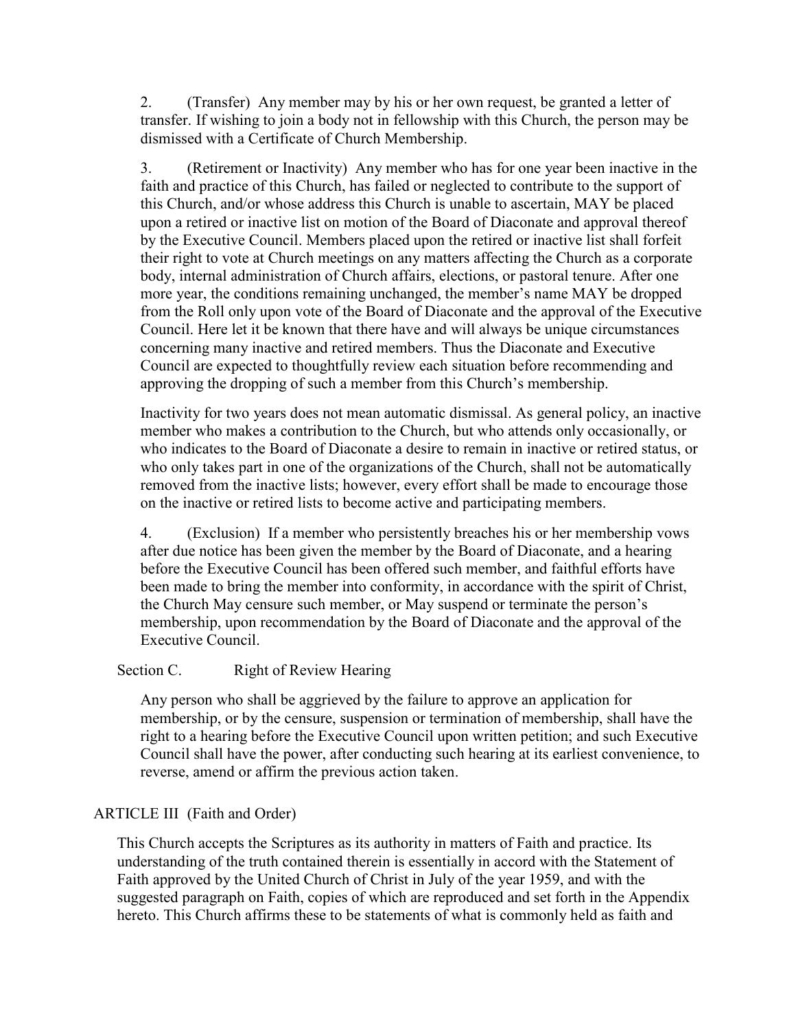2. (Transfer) Any member may by his or her own request, be granted a letter of transfer. If wishing to join a body not in fellowship with this Church, the person may be dismissed with a Certificate of Church Membership.

3. (Retirement or Inactivity) Any member who has for one year been inactive in the faith and practice of this Church, has failed or neglected to contribute to the support of this Church, and/or whose address this Church is unable to ascertain, MAY be placed upon a retired or inactive list on motion of the Board of Diaconate and approval thereof by the Executive Council. Members placed upon the retired or inactive list shall forfeit their right to vote at Church meetings on any matters affecting the Church as a corporate body, internal administration of Church affairs, elections, or pastoral tenure. After one more year, the conditions remaining unchanged, the member's name MAY be dropped from the Roll only upon vote of the Board of Diaconate and the approval of the Executive Council. Here let it be known that there have and will always be unique circumstances concerning many inactive and retired members. Thus the Diaconate and Executive Council are expected to thoughtfully review each situation before recommending and approving the dropping of such a member from this Church's membership.

Inactivity for two years does not mean automatic dismissal. As general policy, an inactive member who makes a contribution to the Church, but who attends only occasionally, or who indicates to the Board of Diaconate a desire to remain in inactive or retired status, or who only takes part in one of the organizations of the Church, shall not be automatically removed from the inactive lists; however, every effort shall be made to encourage those on the inactive or retired lists to become active and participating members.

4. (Exclusion) If a member who persistently breaches his or her membership vows after due notice has been given the member by the Board of Diaconate, and a hearing before the Executive Council has been offered such member, and faithful efforts have been made to bring the member into conformity, in accordance with the spirit of Christ, the Church May censure such member, or May suspend or terminate the person's membership, upon recommendation by the Board of Diaconate and the approval of the Executive Council.

Section C. Right of Review Hearing

Any person who shall be aggrieved by the failure to approve an application for membership, or by the censure, suspension or termination of membership, shall have the right to a hearing before the Executive Council upon written petition; and such Executive Council shall have the power, after conducting such hearing at its earliest convenience, to reverse, amend or affirm the previous action taken.

ARTICLE III (Faith and Order)

This Church accepts the Scriptures as its authority in matters of Faith and practice. Its understanding of the truth contained therein is essentially in accord with the Statement of Faith approved by the United Church of Christ in July of the year 1959, and with the suggested paragraph on Faith, copies of which are reproduced and set forth in the Appendix hereto. This Church affirms these to be statements of what is commonly held as faith and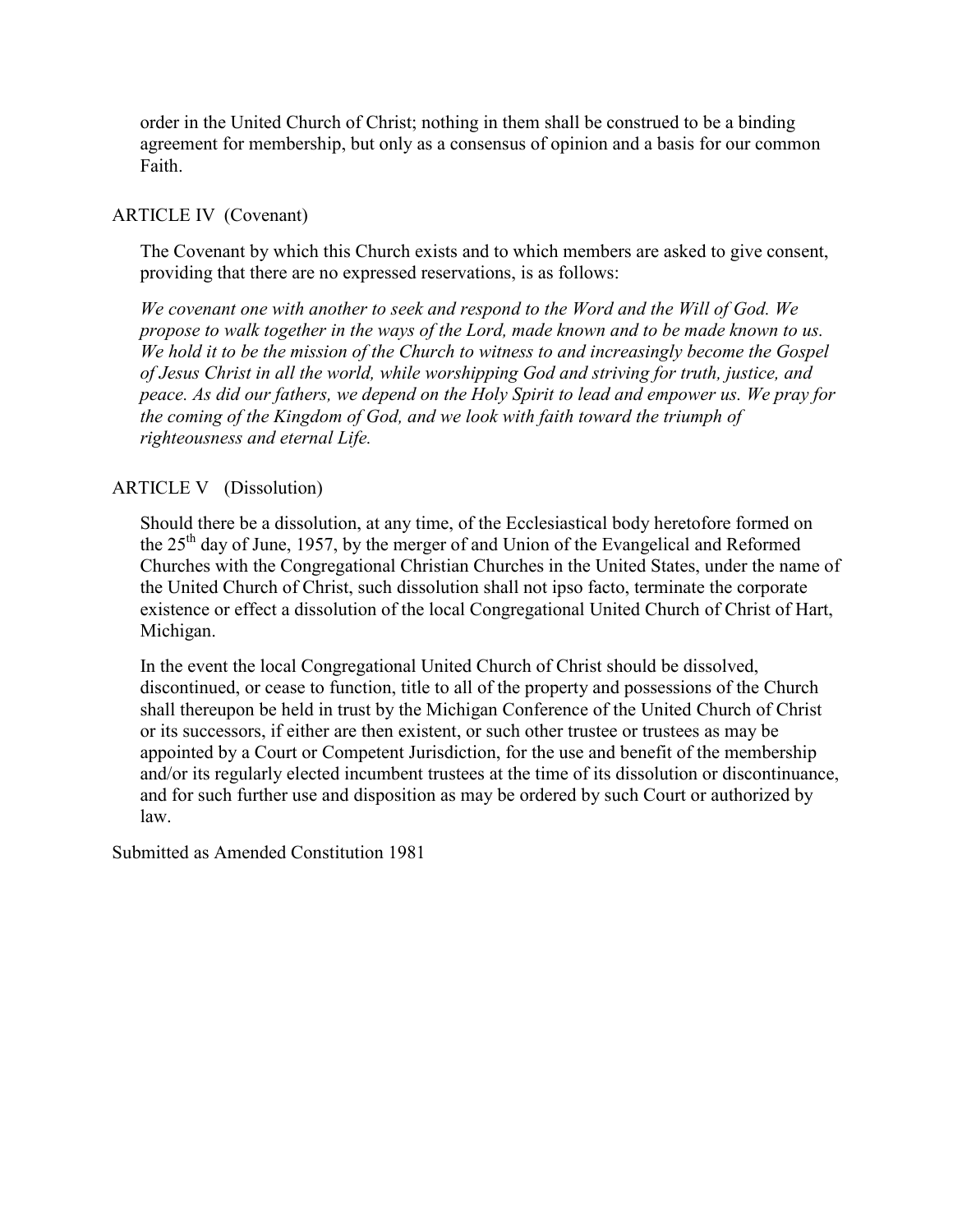order in the United Church of Christ; nothing in them shall be construed to be a binding agreement for membership, but only as a consensus of opinion and a basis for our common Faith.

## ARTICLE IV (Covenant)

The Covenant by which this Church exists and to which members are asked to give consent, providing that there are no expressed reservations, is as follows:

*We covenant one with another to seek and respond to the Word and the Will of God. We propose to walk together in the ways of the Lord, made known and to be made known to us. We hold it to be the mission of the Church to witness to and increasingly become the Gospel of Jesus Christ in all the world, while worshipping God and striving for truth, justice, and peace. As did our fathers, we depend on the Holy Spirit to lead and empower us. We pray for the coming of the Kingdom of God, and we look with faith toward the triumph of righteousness and eternal Life.*

## ARTICLE V (Dissolution)

Should there be a dissolution, at any time, of the Ecclesiastical body heretofore formed on the 25th day of June, 1957, by the merger of and Union of the Evangelical and Reformed Churches with the Congregational Christian Churches in the United States, under the name of the United Church of Christ, such dissolution shall not ipso facto, terminate the corporate existence or effect a dissolution of the local Congregational United Church of Christ of Hart, Michigan.

In the event the local Congregational United Church of Christ should be dissolved, discontinued, or cease to function, title to all of the property and possessions of the Church shall thereupon be held in trust by the Michigan Conference of the United Church of Christ or its successors, if either are then existent, or such other trustee or trustees as may be appointed by a Court or Competent Jurisdiction, for the use and benefit of the membership and/or its regularly elected incumbent trustees at the time of its dissolution or discontinuance, and for such further use and disposition as may be ordered by such Court or authorized by law.

Submitted as Amended Constitution 1981